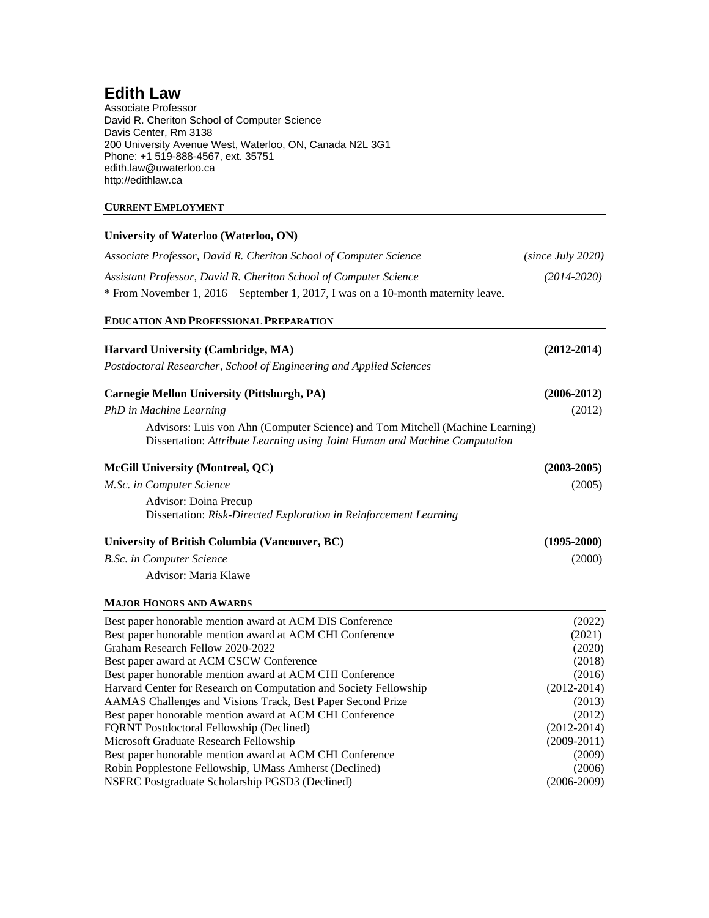# Edith Law

Associate Professor
David R. Cheriton School of Computer Science
Davis Center, Rm 3138
200 University Avenue West, Waterloo, ON, Canada N2L 3G1
Phone: +1 519-888-4567, ext. 35751
edith.law@uwaterloo.ca
http://edithlaw.ca

## CURRENT EMPLOYMENT

**University of Waterloo (Waterloo, ON)**

*Associate Professor, David R. Cheriton School of Computer Science* *(since July 2020)*

*Assistant Professor, David R. Cheriton School of Computer Science* *(2014-2020)*

* From November 1, 2016 – September 1, 2017, I was on a 10-month maternity leave.

## EDUCATION AND PROFESSIONAL PREPARATION

**Harvard University (Cambridge, MA)** **(2012-2014)**

*Postdoctoral Researcher, School of Engineering and Applied Sciences*

**Carnegie Mellon University (Pittsburgh, PA)** **(2006-2012)**

*PhD in Machine Learning* (2012)

Advisors: Luis von Ahn (Computer Science) and Tom Mitchell (Machine Learning)
Dissertation: *Attribute Learning using Joint Human and Machine Computation*

**McGill University (Montreal, QC)** **(2003-2005)**

*M.Sc. in Computer Science* (2005)

Advisor: Doina Precup
Dissertation: *Risk-Directed Exploration in Reinforcement Learning*

**University of British Columbia (Vancouver, BC)** **(1995-2000)**

*B.Sc. in Computer Science* (2000)

Advisor: Maria Klawe

## MAJOR HONORS AND AWARDS

| | |
|---|---|
| Best paper honorable mention award at ACM DIS Conference | (2022) |
| Best paper honorable mention award at ACM CHI Conference | (2021) |
| Graham Research Fellow 2020-2022 | (2020) |
| Best paper award at ACM CSCW Conference | (2018) |
| Best paper honorable mention award at ACM CHI Conference | (2016) |
| Harvard Center for Research on Computation and Society Fellowship | (2012-2014) |
| AAMAS Challenges and Visions Track, Best Paper Second Prize | (2013) |
| Best paper honorable mention award at ACM CHI Conference | (2012) |
| FQRNT Postdoctoral Fellowship (Declined) | (2012-2014) |
| Microsoft Graduate Research Fellowship | (2009-2011) |
| Best paper honorable mention award at ACM CHI Conference | (2009) |
| Robin Popplestone Fellowship, UMass Amherst (Declined) | (2006) |
| NSERC Postgraduate Scholarship PGSD3 (Declined) | (2006-2009) |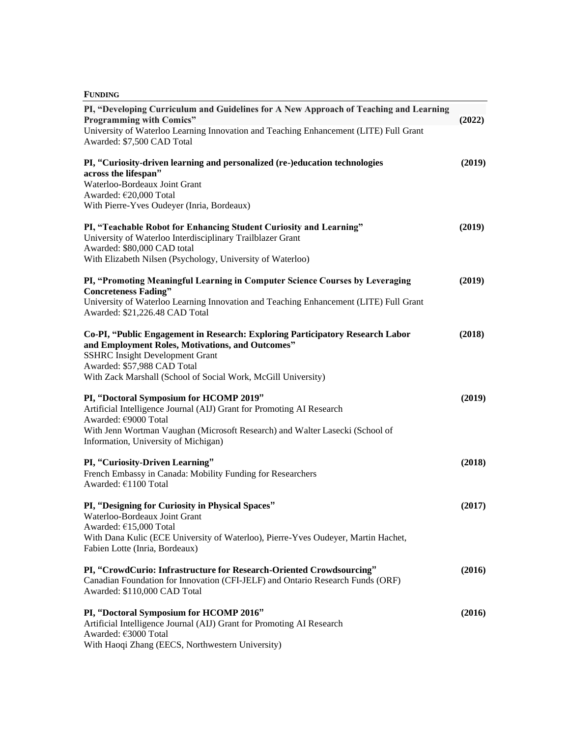## FUNDING

**PI, "Developing Curriculum and Guidelines for A New Approach of Teaching and Learning Programming with Comics"** **(2022)**
University of Waterloo Learning Innovation and Teaching Enhancement (LITE) Full Grant
Awarded: $7,500 CAD Total

**PI, "Curiosity-driven learning and personalized (re-)education technologies across the lifespan"** **(2019)**
Waterloo-Bordeaux Joint Grant
Awarded: €20,000 Total
With Pierre-Yves Oudeyer (Inria, Bordeaux)

**PI, "Teachable Robot for Enhancing Student Curiosity and Learning"** **(2019)**
University of Waterloo Interdisciplinary Trailblazer Grant
Awarded: $80,000 CAD total
With Elizabeth Nilsen (Psychology, University of Waterloo)

**PI, "Promoting Meaningful Learning in Computer Science Courses by Leveraging Concreteness Fading"** **(2019)**
University of Waterloo Learning Innovation and Teaching Enhancement (LITE) Full Grant
Awarded: $21,226.48 CAD Total

**Co-PI, "Public Engagement in Research: Exploring Participatory Research Labor and Employment Roles, Motivations, and Outcomes"** **(2018)**
SSHRC Insight Development Grant
Awarded: $57,988 CAD Total
With Zack Marshall (School of Social Work, McGill University)

**PI, "Doctoral Symposium for HCOMP 2019"** **(2019)**
Artificial Intelligence Journal (AIJ) Grant for Promoting AI Research
Awarded: €9000 Total
With Jenn Wortman Vaughan (Microsoft Research) and Walter Lasecki (School of Information, University of Michigan)

**PI, "Curiosity-Driven Learning"** **(2018)**
French Embassy in Canada: Mobility Funding for Researchers
Awarded: €1100 Total

**PI, "Designing for Curiosity in Physical Spaces"** **(2017)**
Waterloo-Bordeaux Joint Grant
Awarded: €15,000 Total
With Dana Kulic (ECE University of Waterloo), Pierre-Yves Oudeyer, Martin Hachet, Fabien Lotte (Inria, Bordeaux)

**PI, "CrowdCurio: Infrastructure for Research-Oriented Crowdsourcing"** **(2016)**
Canadian Foundation for Innovation (CFI-JELF) and Ontario Research Funds (ORF)
Awarded: $110,000 CAD Total

**PI, "Doctoral Symposium for HCOMP 2016"** **(2016)**
Artificial Intelligence Journal (AIJ) Grant for Promoting AI Research
Awarded: €3000 Total
With Haoqi Zhang (EECS, Northwestern University)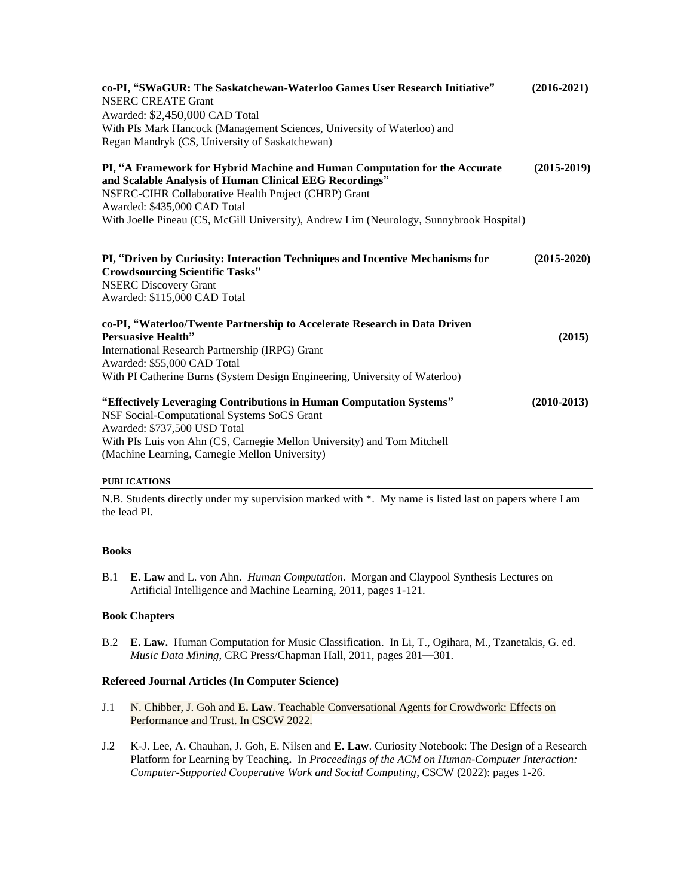**co-PI, "SWaGUR: The Saskatchewan-Waterloo Games User Research Initiative"** **(2016-2021)**
NSERC CREATE Grant
Awarded: $2,450,000 CAD Total
With PIs Mark Hancock (Management Sciences, University of Waterloo) and
Regan Mandryk (CS, University of Saskatchewan)

**PI, "A Framework for Hybrid Machine and Human Computation for the Accurate and Scalable Analysis of Human Clinical EEG Recordings"** **(2015-2019)**
NSERC-CIHR Collaborative Health Project (CHRP) Grant
Awarded: $435,000 CAD Total
With Joelle Pineau (CS, McGill University), Andrew Lim (Neurology, Sunnybrook Hospital)

**PI, "Driven by Curiosity: Interaction Techniques and Incentive Mechanisms for Crowdsourcing Scientific Tasks"** **(2015-2020)**
NSERC Discovery Grant
Awarded: $115,000 CAD Total

**co-PI, "Waterloo/Twente Partnership to Accelerate Research in Data Driven Persuasive Health"** **(2015)**
International Research Partnership (IRPG) Grant
Awarded: $55,000 CAD Total
With PI Catherine Burns (System Design Engineering, University of Waterloo)

**"Effectively Leveraging Contributions in Human Computation Systems"** **(2010-2013)**
NSF Social-Computational Systems SoCS Grant
Awarded: $737,500 USD Total
With PIs Luis von Ahn (CS, Carnegie Mellon University) and Tom Mitchell
(Machine Learning, Carnegie Mellon University)

## PUBLICATIONS

N.B. Students directly under my supervision marked with *. My name is listed last on papers where I am the lead PI.

### Books

B.1 **E. Law** and L. von Ahn. *Human Computation*. Morgan and Claypool Synthesis Lectures on Artificial Intelligence and Machine Learning, 2011, pages 1-121.

### Book Chapters

B.2 **E. Law.** Human Computation for Music Classification. In Li, T., Ogihara, M., Tzanetakis, G. ed. *Music Data Mining*, CRC Press/Chapman Hall, 2011, pages 281—301.

### Refereed Journal Articles (In Computer Science)

J.1 N. Chibber, J. Goh and **E. Law**. Teachable Conversational Agents for Crowdwork: Effects on Performance and Trust. In CSCW 2022.

J.2 K-J. Lee, A. Chauhan, J. Goh, E. Nilsen and **E. Law**. Curiosity Notebook: The Design of a Research Platform for Learning by Teaching**.** In *Proceedings of the ACM on Human-Computer Interaction: Computer-Supported Cooperative Work and Social Computing*, CSCW (2022): pages 1-26.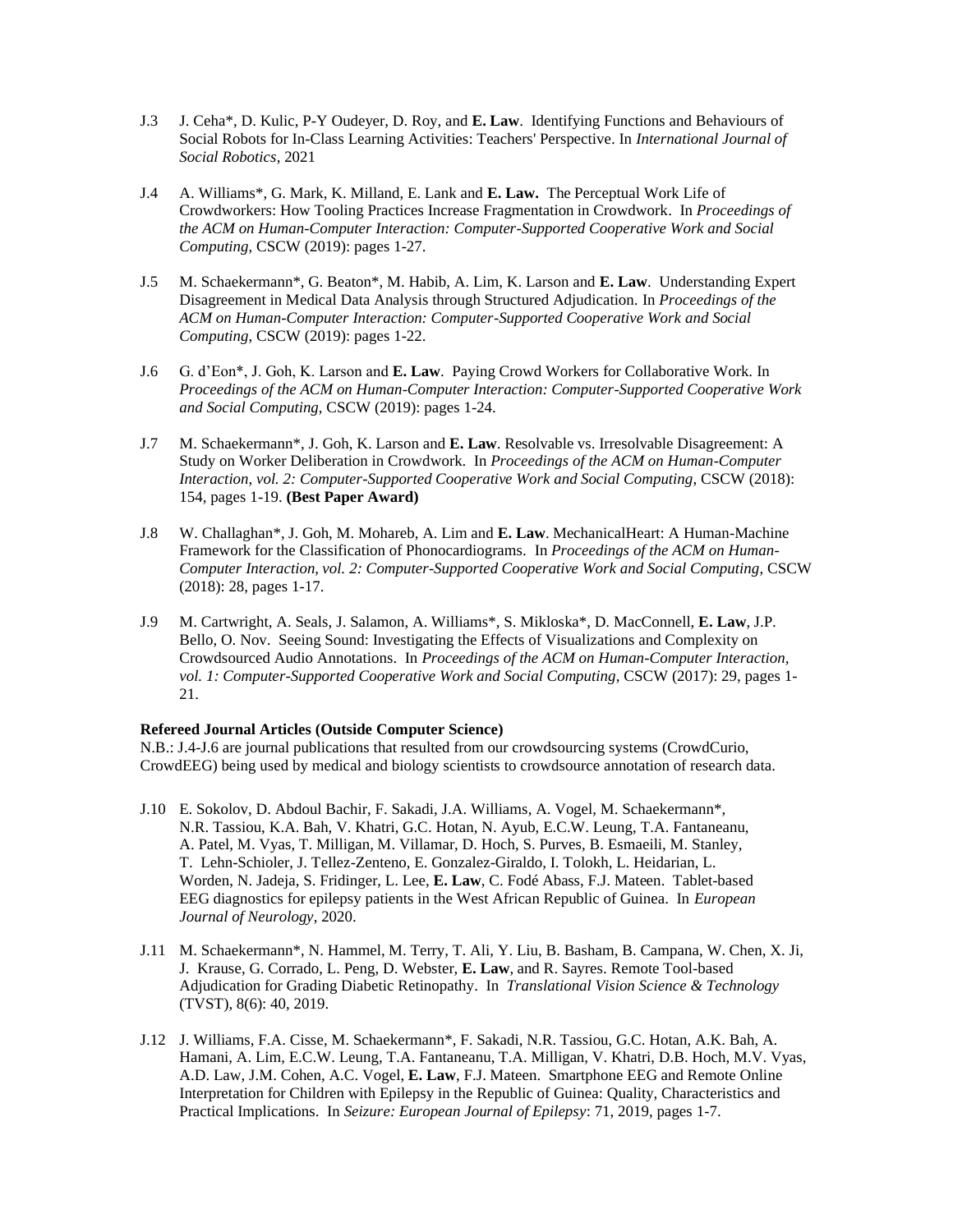J.3 J. Ceha*, D. Kulic, P-Y Oudeyer, D. Roy, and **E. Law**. Identifying Functions and Behaviours of Social Robots for In-Class Learning Activities: Teachers' Perspective. In *International Journal of Social Robotics*, 2021

J.4 A. Williams*, G. Mark, K. Milland, E. Lank and **E. Law.** The Perceptual Work Life of Crowdworkers: How Tooling Practices Increase Fragmentation in Crowdwork. In *Proceedings of the ACM on Human-Computer Interaction: Computer-Supported Cooperative Work and Social Computing*, CSCW (2019): pages 1-27.

J.5 M. Schaekermann*, G. Beaton*, M. Habib, A. Lim, K. Larson and **E. Law**. Understanding Expert Disagreement in Medical Data Analysis through Structured Adjudication. In *Proceedings of the ACM on Human-Computer Interaction: Computer-Supported Cooperative Work and Social Computing*, CSCW (2019): pages 1-22.

J.6 G. d'Eon*, J. Goh, K. Larson and **E. Law**. Paying Crowd Workers for Collaborative Work. In *Proceedings of the ACM on Human-Computer Interaction: Computer-Supported Cooperative Work and Social Computing*, CSCW (2019): pages 1-24.

J.7 M. Schaekermann*, J. Goh, K. Larson and **E. Law**. Resolvable vs. Irresolvable Disagreement: A Study on Worker Deliberation in Crowdwork. In *Proceedings of the ACM on Human-Computer Interaction, vol. 2: Computer-Supported Cooperative Work and Social Computing*, CSCW (2018): 154, pages 1-19. **(Best Paper Award)**

J.8 W. Challaghan*, J. Goh, M. Mohareb, A. Lim and **E. Law**. MechanicalHeart: A Human-Machine Framework for the Classification of Phonocardiograms. In *Proceedings of the ACM on Human-Computer Interaction, vol. 2: Computer-Supported Cooperative Work and Social Computing*, CSCW (2018): 28, pages 1-17.

J.9 M. Cartwright, A. Seals, J. Salamon, A. Williams*, S. Mikloska*, D. MacConnell, **E. Law**, J.P. Bello, O. Nov. Seeing Sound: Investigating the Effects of Visualizations and Complexity on Crowdsourced Audio Annotations. In *Proceedings of the ACM on Human-Computer Interaction, vol. 1: Computer-Supported Cooperative Work and Social Computing*, CSCW (2017): 29, pages 1-21.

**Refereed Journal Articles (Outside Computer Science)**

N.B.: J.4-J.6 are journal publications that resulted from our crowdsourcing systems (CrowdCurio, CrowdEEG) being used by medical and biology scientists to crowdsource annotation of research data.

J.10 E. Sokolov, D. Abdoul Bachir, F. Sakadi, J.A. Williams, A. Vogel, M. Schaekermann*, N.R. Tassiou, K.A. Bah, V. Khatri, G.C. Hotan, N. Ayub, E.C.W. Leung, T.A. Fantaneanu, A. Patel, M. Vyas, T. Milligan, M. Villamar, D. Hoch, S. Purves, B. Esmaeili, M. Stanley, T. Lehn-Schioler, J. Tellez-Zenteno, E. Gonzalez-Giraldo, I. Tolokh, L. Heidarian, L. Worden, N. Jadeja, S. Fridinger, L. Lee, **E. Law**, C. Fodé Abass, F.J. Mateen. Tablet-based EEG diagnostics for epilepsy patients in the West African Republic of Guinea. In *European Journal of Neurology*, 2020.

J.11 M. Schaekermann*, N. Hammel, M. Terry, T. Ali, Y. Liu, B. Basham, B. Campana, W. Chen, X. Ji, J. Krause, G. Corrado, L. Peng, D. Webster, **E. Law**, and R. Sayres. Remote Tool-based Adjudication for Grading Diabetic Retinopathy. In *Translational Vision Science & Technology* (TVST), 8(6): 40, 2019.

J.12 J. Williams, F.A. Cisse, M. Schaekermann*, F. Sakadi, N.R. Tassiou, G.C. Hotan, A.K. Bah, A. Hamani, A. Lim, E.C.W. Leung, T.A. Fantaneanu, T.A. Milligan, V. Khatri, D.B. Hoch, M.V. Vyas, A.D. Law, J.M. Cohen, A.C. Vogel, **E. Law**, F.J. Mateen. Smartphone EEG and Remote Online Interpretation for Children with Epilepsy in the Republic of Guinea: Quality, Characteristics and Practical Implications. In *Seizure: European Journal of Epilepsy*: 71, 2019, pages 1-7.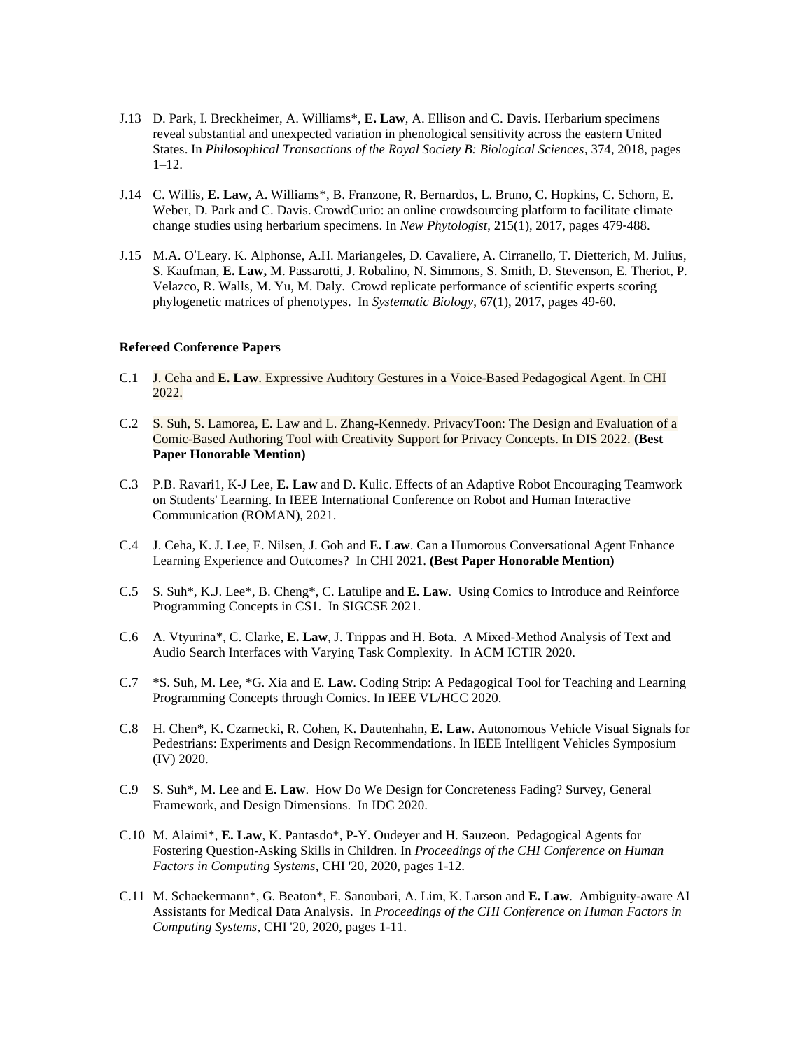J.13 D. Park, I. Breckheimer, A. Williams*, **E. Law**, A. Ellison and C. Davis. Herbarium specimens reveal substantial and unexpected variation in phenological sensitivity across the eastern United States. In *Philosophical Transactions of the Royal Society B: Biological Sciences*, 374, 2018, pages 1–12.

J.14 C. Willis, **E. Law**, A. Williams*, B. Franzone, R. Bernardos, L. Bruno, C. Hopkins, C. Schorn, E. Weber, D. Park and C. Davis. CrowdCurio: an online crowdsourcing platform to facilitate climate change studies using herbarium specimens. In *New Phytologist*, 215(1), 2017, pages 479-488.

J.15 M.A. O'Leary. K. Alphonse, A.H. Mariangeles, D. Cavaliere, A. Cirranello, T. Dietterich, M. Julius, S. Kaufman, **E. Law,** M. Passarotti, J. Robalino, N. Simmons, S. Smith, D. Stevenson, E. Theriot, P. Velazco, R. Walls, M. Yu, M. Daly. Crowd replicate performance of scientific experts scoring phylogenetic matrices of phenotypes. In *Systematic Biology*, 67(1), 2017, pages 49-60.

**Refereed Conference Papers**

C.1 J. Ceha and **E. Law**. Expressive Auditory Gestures in a Voice-Based Pedagogical Agent. In CHI 2022.

C.2 S. Suh, S. Lamorea, E. Law and L. Zhang-Kennedy. PrivacyToon: The Design and Evaluation of a Comic-Based Authoring Tool with Creativity Support for Privacy Concepts. In DIS 2022. **(Best Paper Honorable Mention)**

C.3 P.B. Ravari1, K-J Lee, **E. Law** and D. Kulic. Effects of an Adaptive Robot Encouraging Teamwork on Students' Learning. In IEEE International Conference on Robot and Human Interactive Communication (ROMAN), 2021.

C.4 J. Ceha, K. J. Lee, E. Nilsen, J. Goh and **E. Law**. Can a Humorous Conversational Agent Enhance Learning Experience and Outcomes? In CHI 2021. **(Best Paper Honorable Mention)**

C.5 S. Suh*, K.J. Lee*, B. Cheng*, C. Latulipe and **E. Law**. Using Comics to Introduce and Reinforce Programming Concepts in CS1. In SIGCSE 2021.

C.6 A. Vtyurina*, C. Clarke, **E. Law**, J. Trippas and H. Bota. A Mixed-Method Analysis of Text and Audio Search Interfaces with Varying Task Complexity. In ACM ICTIR 2020.

C.7 *S. Suh, M. Lee, *G. Xia and E. **Law**. Coding Strip: A Pedagogical Tool for Teaching and Learning Programming Concepts through Comics. In IEEE VL/HCC 2020.

C.8 H. Chen*, K. Czarnecki, R. Cohen, K. Dautenhahn, **E. Law**. Autonomous Vehicle Visual Signals for Pedestrians: Experiments and Design Recommendations. In IEEE Intelligent Vehicles Symposium (IV) 2020.

C.9 S. Suh*, M. Lee and **E. Law**. How Do We Design for Concreteness Fading? Survey, General Framework, and Design Dimensions. In IDC 2020.

C.10 M. Alaimi*, **E. Law**, K. Pantasdo*, P-Y. Oudeyer and H. Sauzeon. Pedagogical Agents for Fostering Question-Asking Skills in Children. In *Proceedings of the CHI Conference on Human Factors in Computing Systems*, CHI '20, 2020, pages 1-12.

C.11 M. Schaekermann*, G. Beaton*, E. Sanoubari, A. Lim, K. Larson and **E. Law**. Ambiguity-aware AI Assistants for Medical Data Analysis. In *Proceedings of the CHI Conference on Human Factors in Computing Systems*, CHI '20, 2020, pages 1-11.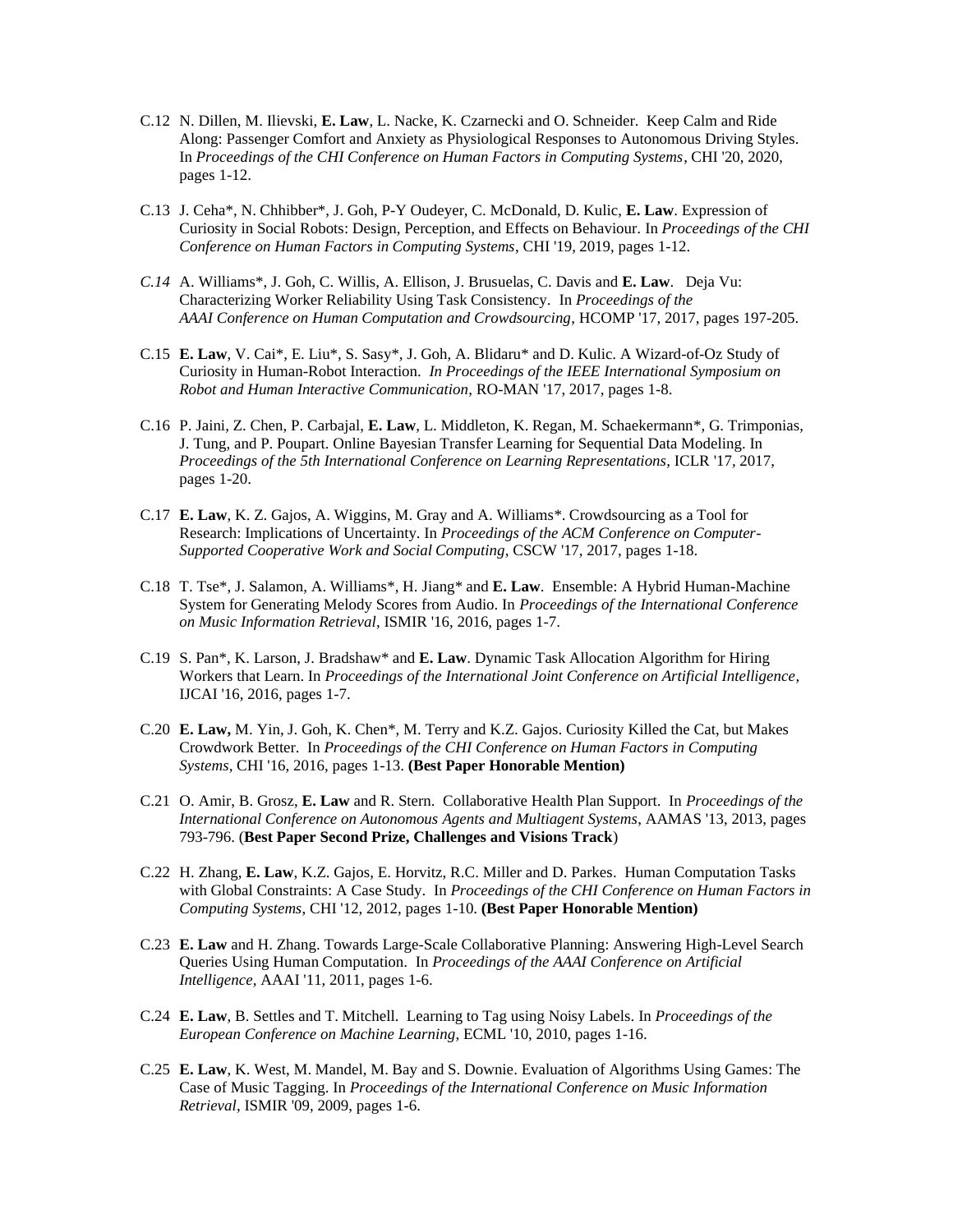C.12 N. Dillen, M. Ilievski, **E. Law**, L. Nacke, K. Czarnecki and O. Schneider. Keep Calm and Ride Along: Passenger Comfort and Anxiety as Physiological Responses to Autonomous Driving Styles. In *Proceedings of the CHI Conference on Human Factors in Computing Systems*, CHI '20, 2020, pages 1-12.

C.13 J. Ceha*, N. Chhibber*, J. Goh, P-Y Oudeyer, C. McDonald, D. Kulic, **E. Law**. Expression of Curiosity in Social Robots: Design, Perception, and Effects on Behaviour. In *Proceedings of the CHI Conference on Human Factors in Computing Systems*, CHI '19, 2019, pages 1-12.

*C.14* A. Williams*, J. Goh, C. Willis, A. Ellison, J. Brusuelas, C. Davis and **E. Law**. Deja Vu: Characterizing Worker Reliability Using Task Consistency. In *Proceedings of the AAAI Conference on Human Computation and Crowdsourcing*, HCOMP '17, 2017, pages 197-205.

C.15 **E. Law**, V. Cai*, E. Liu*, S. Sasy*, J. Goh, A. Blidaru* and D. Kulic. A Wizard-of-Oz Study of Curiosity in Human-Robot Interaction. *In Proceedings of the IEEE International Symposium on Robot and Human Interactive Communication*, RO-MAN '17, 2017, pages 1-8.

C.16 P. Jaini, Z. Chen, P. Carbajal, **E. Law**, L. Middleton, K. Regan, M. Schaekermann*, G. Trimponias, J. Tung, and P. Poupart. Online Bayesian Transfer Learning for Sequential Data Modeling. In *Proceedings of the 5th International Conference on Learning Representations*, ICLR '17, 2017, pages 1-20.

C.17 **E. Law**, K. Z. Gajos, A. Wiggins, M. Gray and A. Williams*. Crowdsourcing as a Tool for Research: Implications of Uncertainty. In *Proceedings of the ACM Conference on Computer-Supported Cooperative Work and Social Computing*, CSCW '17, 2017, pages 1-18.

C.18 T. Tse*, J. Salamon, A. Williams*, H. Jiang* and **E. Law**. Ensemble: A Hybrid Human-Machine System for Generating Melody Scores from Audio. In *Proceedings of the International Conference on Music Information Retrieval*, ISMIR '16, 2016, pages 1-7.

C.19 S. Pan*, K. Larson, J. Bradshaw* and **E. Law**. Dynamic Task Allocation Algorithm for Hiring Workers that Learn. In *Proceedings of the International Joint Conference on Artificial Intelligence*, IJCAI '16, 2016, pages 1-7.

C.20 **E. Law,** M. Yin, J. Goh, K. Chen*, M. Terry and K.Z. Gajos. Curiosity Killed the Cat, but Makes Crowdwork Better. In *Proceedings of the CHI Conference on Human Factors in Computing Systems*, CHI '16, 2016, pages 1-13. **(Best Paper Honorable Mention)**

C.21 O. Amir, B. Grosz, **E. Law** and R. Stern. Collaborative Health Plan Support. In *Proceedings of the International Conference on Autonomous Agents and Multiagent Systems*, AAMAS '13, 2013, pages 793-796. (**Best Paper Second Prize, Challenges and Visions Track**)

C.22 H. Zhang, **E. Law**, K.Z. Gajos, E. Horvitz, R.C. Miller and D. Parkes. Human Computation Tasks with Global Constraints: A Case Study. In *Proceedings of the CHI Conference on Human Factors in Computing Systems*, CHI '12, 2012, pages 1-10. **(Best Paper Honorable Mention)**

C.23 **E. Law** and H. Zhang. Towards Large-Scale Collaborative Planning: Answering High-Level Search Queries Using Human Computation. In *Proceedings of the AAAI Conference on Artificial Intelligence*, AAAI '11, 2011, pages 1-6.

C.24 **E. Law**, B. Settles and T. Mitchell. Learning to Tag using Noisy Labels. In *Proceedings of the European Conference on Machine Learning*, ECML '10, 2010, pages 1-16.

C.25 **E. Law**, K. West, M. Mandel, M. Bay and S. Downie. Evaluation of Algorithms Using Games: The Case of Music Tagging. In *Proceedings of the International Conference on Music Information Retrieval*, ISMIR '09, 2009, pages 1-6.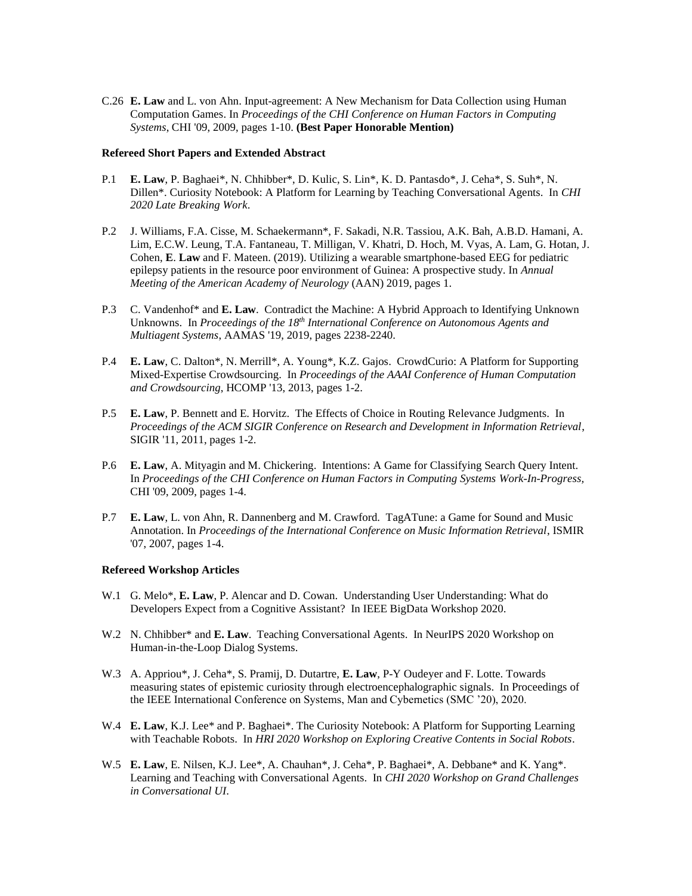C.26 **E. Law** and L. von Ahn. Input-agreement: A New Mechanism for Data Collection using Human Computation Games. In *Proceedings of the CHI Conference on Human Factors in Computing Systems*, CHI '09, 2009, pages 1-10. **(Best Paper Honorable Mention)**

**Refereed Short Papers and Extended Abstract**

P.1 **E. Law**, P. Baghaei*, N. Chhibber*, D. Kulic, S. Lin*, K. D. Pantasdo*, J. Ceha*, S. Suh*, N. Dillen*. Curiosity Notebook: A Platform for Learning by Teaching Conversational Agents. In *CHI 2020 Late Breaking Work*.

P.2 J. Williams, F.A. Cisse, M. Schaekermann*, F. Sakadi, N.R. Tassiou, A.K. Bah, A.B.D. Hamani, A. Lim, E.C.W. Leung, T.A. Fantaneau, T. Milligan, V. Khatri, D. Hoch, M. Vyas, A. Lam, G. Hotan, J. Cohen, **E**. **Law** and F. Mateen. (2019). Utilizing a wearable smartphone-based EEG for pediatric epilepsy patients in the resource poor environment of Guinea: A prospective study. In *Annual Meeting of the American Academy of Neurology* (AAN) 2019, pages 1.

P.3 C. Vandenhof* and **E. Law**. Contradict the Machine: A Hybrid Approach to Identifying Unknown Unknowns. In *Proceedings of the 18th International Conference on Autonomous Agents and Multiagent Systems*, AAMAS '19, 2019, pages 2238-2240.

P.4 **E. Law**, C. Dalton*, N. Merrill*, A. Young*, K.Z. Gajos. CrowdCurio: A Platform for Supporting Mixed-Expertise Crowdsourcing. In *Proceedings of the AAAI Conference of Human Computation and Crowdsourcing*, HCOMP '13, 2013, pages 1-2.

P.5 **E. Law**, P. Bennett and E. Horvitz. The Effects of Choice in Routing Relevance Judgments. In *Proceedings of the ACM SIGIR Conference on Research and Development in Information Retrieval*, SIGIR '11, 2011, pages 1-2.

P.6 **E. Law**, A. Mityagin and M. Chickering. Intentions: A Game for Classifying Search Query Intent. In *Proceedings of the CHI Conference on Human Factors in Computing Systems Work-In-Progress,* CHI '09, 2009, pages 1-4.

P.7 **E. Law**, L. von Ahn, R. Dannenberg and M. Crawford. TagATune: a Game for Sound and Music Annotation. In *Proceedings of the International Conference on Music Information Retrieval*, ISMIR '07, 2007, pages 1-4.

**Refereed Workshop Articles**

W.1 G. Melo*, **E. Law**, P. Alencar and D. Cowan. Understanding User Understanding: What do Developers Expect from a Cognitive Assistant? In IEEE BigData Workshop 2020.

W.2 N. Chhibber* and **E. Law**. Teaching Conversational Agents. In NeurIPS 2020 Workshop on Human-in-the-Loop Dialog Systems.

W.3 A. Appriou*, J. Ceha*, S. Pramij, D. Dutartre, **E. Law**, P-Y Oudeyer and F. Lotte. Towards measuring states of epistemic curiosity through electroencephalographic signals. In Proceedings of the IEEE International Conference on Systems, Man and Cybernetics (SMC '20), 2020.

W.4 **E. Law**, K.J. Lee* and P. Baghaei*. The Curiosity Notebook: A Platform for Supporting Learning with Teachable Robots. In *HRI 2020 Workshop on Exploring Creative Contents in Social Robots*.

W.5 **E. Law**, E. Nilsen, K.J. Lee*, A. Chauhan*, J. Ceha*, P. Baghaei*, A. Debbane* and K. Yang*. Learning and Teaching with Conversational Agents. In *CHI 2020 Workshop on Grand Challenges in Conversational UI*.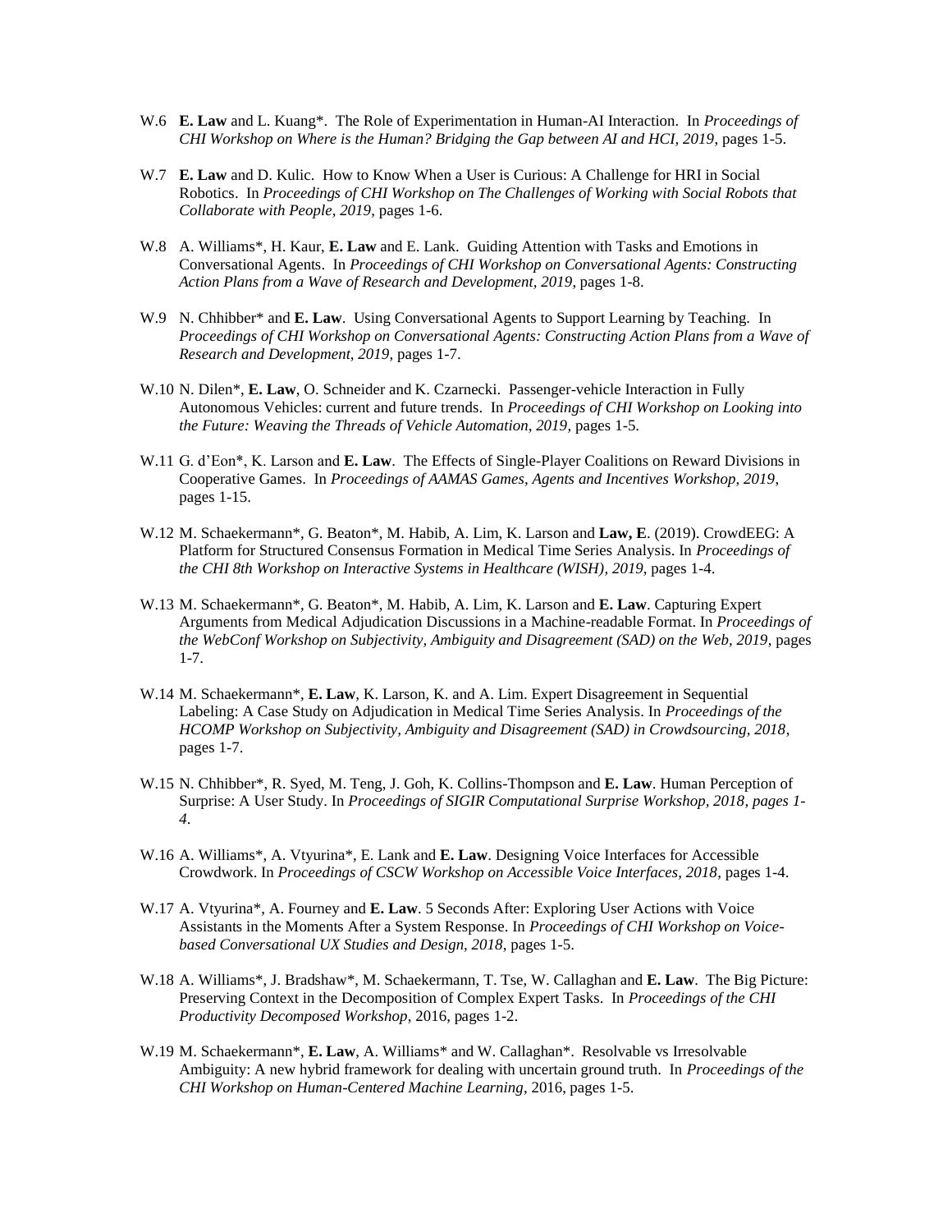W.6 **E. Law** and L. Kuang*. The Role of Experimentation in Human-AI Interaction. In *Proceedings of CHI Workshop on Where is the Human? Bridging the Gap between AI and HCI, 2019*, pages 1-5.

W.7 **E. Law** and D. Kulic. How to Know When a User is Curious: A Challenge for HRI in Social Robotics. In *Proceedings of CHI Workshop on The Challenges of Working with Social Robots that Collaborate with People, 2019*, pages 1-6.

W.8 A. Williams*, H. Kaur, **E. Law** and E. Lank. Guiding Attention with Tasks and Emotions in Conversational Agents. In *Proceedings of CHI Workshop on Conversational Agents: Constructing Action Plans from a Wave of Research and Development, 2019*, pages 1-8.

W.9 N. Chhibber* and **E. Law**. Using Conversational Agents to Support Learning by Teaching. In *Proceedings of CHI Workshop on Conversational Agents: Constructing Action Plans from a Wave of Research and Development, 2019*, pages 1-7.

W.10 N. Dilen*, **E. Law**, O. Schneider and K. Czarnecki. Passenger-vehicle Interaction in Fully Autonomous Vehicles: current and future trends. In *Proceedings of CHI Workshop on Looking into the Future: Weaving the Threads of Vehicle Automation, 2019*, pages 1-5.

W.11 G. d'Eon*, K. Larson and **E. Law**. The Effects of Single-Player Coalitions on Reward Divisions in Cooperative Games. In *Proceedings of AAMAS Games, Agents and Incentives Workshop, 2019*, pages 1-15.

W.12 M. Schaekermann*, G. Beaton*, M. Habib, A. Lim, K. Larson and **Law, E**. (2019). CrowdEEG: A Platform for Structured Consensus Formation in Medical Time Series Analysis. In *Proceedings of the CHI 8th Workshop on Interactive Systems in Healthcare (WISH), 2019*, pages 1-4.

W.13 M. Schaekermann*, G. Beaton*, M. Habib, A. Lim, K. Larson and **E. Law**. Capturing Expert Arguments from Medical Adjudication Discussions in a Machine-readable Format. In *Proceedings of the WebConf Workshop on Subjectivity, Ambiguity and Disagreement (SAD) on the Web, 2019*, pages 1-7.

W.14 M. Schaekermann*, **E. Law**, K. Larson, K. and A. Lim. Expert Disagreement in Sequential Labeling: A Case Study on Adjudication in Medical Time Series Analysis. In *Proceedings of the HCOMP Workshop on Subjectivity, Ambiguity and Disagreement (SAD) in Crowdsourcing, 2018*, pages 1-7.

W.15 N. Chhibber*, R. Syed, M. Teng, J. Goh, K. Collins-Thompson and **E. Law**. Human Perception of Surprise: A User Study. In *Proceedings of SIGIR Computational Surprise Workshop, 2018, pages 1-4*.

W.16 A. Williams*, A. Vtyurina*, E. Lank and **E. Law**. Designing Voice Interfaces for Accessible Crowdwork. In *Proceedings of CSCW Workshop on Accessible Voice Interfaces, 2018*, pages 1-4.

W.17 A. Vtyurina*, A. Fourney and **E. Law**. 5 Seconds After: Exploring User Actions with Voice Assistants in the Moments After a System Response. In *Proceedings of CHI Workshop on Voice-based Conversational UX Studies and Design, 2018*, pages 1-5.

W.18 A. Williams*, J. Bradshaw*, M. Schaekermann, T. Tse, W. Callaghan and **E. Law**. The Big Picture: Preserving Context in the Decomposition of Complex Expert Tasks. In *Proceedings of the CHI Productivity Decomposed Workshop*, 2016, pages 1-2.

W.19 M. Schaekermann*, **E. Law**, A. Williams* and W. Callaghan*. Resolvable vs Irresolvable Ambiguity: A new hybrid framework for dealing with uncertain ground truth. In *Proceedings of the CHI Workshop on Human-Centered Machine Learning*, 2016, pages 1-5.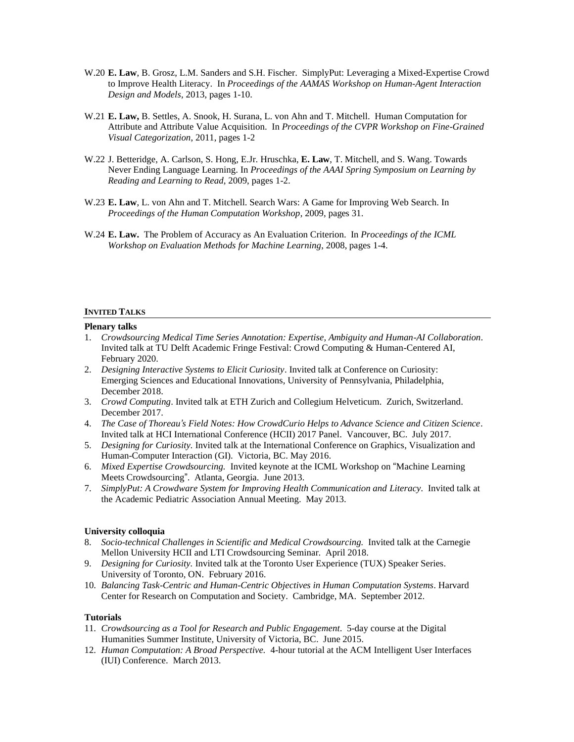W.20 **E. Law**, B. Grosz, L.M. Sanders and S.H. Fischer. SimplyPut: Leveraging a Mixed-Expertise Crowd to Improve Health Literacy. In *Proceedings of the AAMAS Workshop on Human-Agent Interaction Design and Models*, 2013, pages 1-10.

W.21 **E. Law,** B. Settles, A. Snook, H. Surana, L. von Ahn and T. Mitchell. Human Computation for Attribute and Attribute Value Acquisition. In *Proceedings of the CVPR Workshop on Fine-Grained Visual Categorization*, 2011, pages 1-2

W.22 J. Betteridge, A. Carlson, S. Hong, E.Jr. Hruschka, **E. Law**, T. Mitchell, and S. Wang. Towards Never Ending Language Learning. In *Proceedings of the AAAI Spring Symposium on Learning by Reading and Learning to Read*, 2009, pages 1-2.

W.23 **E. Law**, L. von Ahn and T. Mitchell. Search Wars: A Game for Improving Web Search. In *Proceedings of the Human Computation Workshop*, 2009, pages 31.

W.24 **E. Law.** The Problem of Accuracy as An Evaluation Criterion. In *Proceedings of the ICML Workshop on Evaluation Methods for Machine Learning*, 2008, pages 1-4.

## INVITED TALKS

**Plenary talks**

1. *Crowdsourcing Medical Time Series Annotation: Expertise, Ambiguity and Human-AI Collaboration*. Invited talk at TU Delft Academic Fringe Festival: Crowd Computing & Human-Centered AI, February 2020.
2. *Designing Interactive Systems to Elicit Curiosity*. Invited talk at Conference on Curiosity: Emerging Sciences and Educational Innovations, University of Pennsylvania, Philadelphia, December 2018.
3. *Crowd Computing*. Invited talk at ETH Zurich and Collegium Helveticum. Zurich, Switzerland. December 2017.
4. *The Case of Thoreau's Field Notes: How CrowdCurio Helps to Advance Science and Citizen Science*. Invited talk at HCI International Conference (HCII) 2017 Panel. Vancouver, BC. July 2017.
5. *Designing for Curiosity*. Invited talk at the International Conference on Graphics, Visualization and Human-Computer Interaction (GI). Victoria, BC. May 2016.
6. *Mixed Expertise Crowdsourcing.* Invited keynote at the ICML Workshop on "Machine Learning Meets Crowdsourcing". Atlanta, Georgia. June 2013.
7. *SimplyPut: A Crowdware System for Improving Health Communication and Literacy*. Invited talk at the Academic Pediatric Association Annual Meeting. May 2013.

**University colloquia**

8. *Socio-technical Challenges in Scientific and Medical Crowdsourcing.* Invited talk at the Carnegie Mellon University HCII and LTI Crowdsourcing Seminar. April 2018.
9. *Designing for Curiosity*. Invited talk at the Toronto User Experience (TUX) Speaker Series. University of Toronto, ON. February 2016.
10. *Balancing Task-Centric and Human-Centric Objectives in Human Computation Systems*. Harvard Center for Research on Computation and Society. Cambridge, MA. September 2012.

**Tutorials**

11. *Crowdsourcing as a Tool for Research and Public Engagement*. 5-day course at the Digital Humanities Summer Institute, University of Victoria, BC. June 2015.
12. *Human Computation: A Broad Perspective.* 4-hour tutorial at the ACM Intelligent User Interfaces (IUI) Conference. March 2013.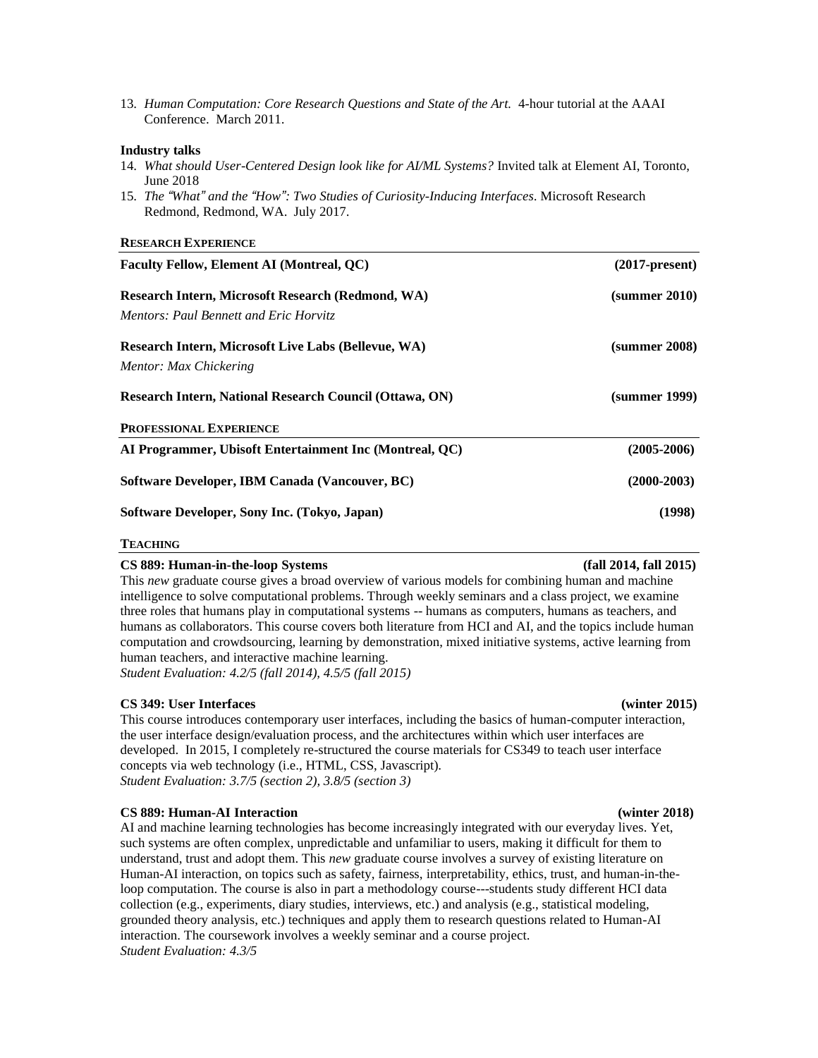13. *Human Computation: Core Research Questions and State of the Art.* 4-hour tutorial at the AAAI Conference. March 2011.

**Industry talks**

14. *What should User-Centered Design look like for AI/ML Systems?* Invited talk at Element AI, Toronto, June 2018
15. *The "What" and the "How": Two Studies of Curiosity-Inducing Interfaces*. Microsoft Research Redmond, Redmond, WA. July 2017.

## RESEARCH EXPERIENCE

**Faculty Fellow, Element AI (Montreal, QC)** **(2017-present)**

**Research Intern, Microsoft Research (Redmond, WA)** **(summer 2010)**

*Mentors: Paul Bennett and Eric Horvitz*

**Research Intern, Microsoft Live Labs (Bellevue, WA)** **(summer 2008)**

*Mentor: Max Chickering*

**Research Intern, National Research Council (Ottawa, ON)** **(summer 1999)**

## PROFESSIONAL EXPERIENCE

**AI Programmer, Ubisoft Entertainment Inc (Montreal, QC)** **(2005-2006)**

**Software Developer, IBM Canada (Vancouver, BC)** **(2000-2003)**

**Software Developer, Sony Inc. (Tokyo, Japan)** **(1998)**

## TEACHING

**CS 889: Human-in-the-loop Systems** **(fall 2014, fall 2015)**

This *new* graduate course gives a broad overview of various models for combining human and machine intelligence to solve computational problems. Through weekly seminars and a class project, we examine three roles that humans play in computational systems -- humans as computers, humans as teachers, and humans as collaborators. This course covers both literature from HCI and AI, and the topics include human computation and crowdsourcing, learning by demonstration, mixed initiative systems, active learning from human teachers, and interactive machine learning.
*Student Evaluation: 4.2/5 (fall 2014), 4.5/5 (fall 2015)*

**CS 349: User Interfaces** **(winter 2015)**

This course introduces contemporary user interfaces, including the basics of human-computer interaction, the user interface design/evaluation process, and the architectures within which user interfaces are developed. In 2015, I completely re-structured the course materials for CS349 to teach user interface concepts via web technology (i.e., HTML, CSS, Javascript).
*Student Evaluation: 3.7/5 (section 2), 3.8/5 (section 3)*

**CS 889: Human-AI Interaction** **(winter 2018)**

AI and machine learning technologies has become increasingly integrated with our everyday lives. Yet, such systems are often complex, unpredictable and unfamiliar to users, making it difficult for them to understand, trust and adopt them. This *new* graduate course involves a survey of existing literature on Human-AI interaction, on topics such as safety, fairness, interpretability, ethics, trust, and human-in-the-loop computation. The course is also in part a methodology course---students study different HCI data collection (e.g., experiments, diary studies, interviews, etc.) and analysis (e.g., statistical modeling, grounded theory analysis, etc.) techniques and apply them to research questions related to Human-AI interaction. The coursework involves a weekly seminar and a course project.
*Student Evaluation: 4.3/5*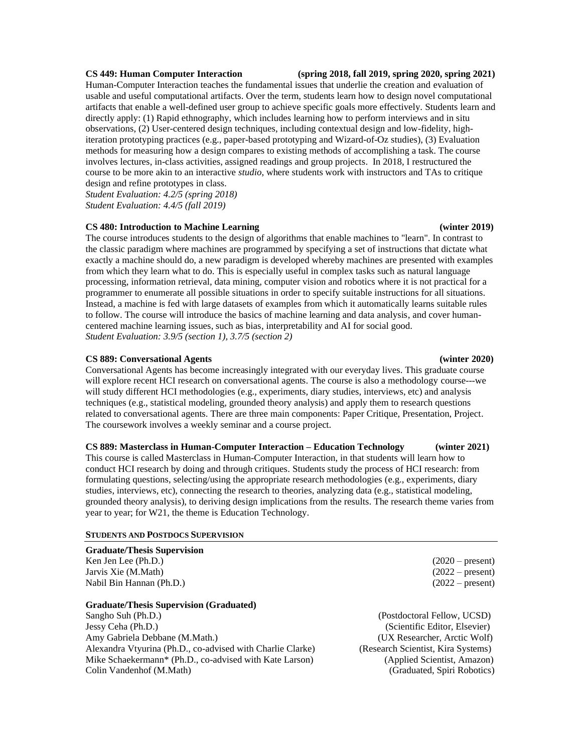**CS 449: Human Computer Interaction** **(spring 2018, fall 2019, spring 2020, spring 2021)**

Human-Computer Interaction teaches the fundamental issues that underlie the creation and evaluation of usable and useful computational artifacts. Over the term, students learn how to design novel computational artifacts that enable a well-defined user group to achieve specific goals more effectively. Students learn and directly apply: (1) Rapid ethnography, which includes learning how to perform interviews and in situ observations, (2) User-centered design techniques, including contextual design and low-fidelity, high-iteration prototyping practices (e.g., paper-based prototyping and Wizard-of-Oz studies), (3) Evaluation methods for measuring how a design compares to existing methods of accomplishing a task. The course involves lectures, in-class activities, assigned readings and group projects. In 2018, I restructured the course to be more akin to an interactive *studio*, where students work with instructors and TAs to critique design and refine prototypes in class.
*Student Evaluation: 4.2/5 (spring 2018)*
*Student Evaluation: 4.4/5 (fall 2019)*

**CS 480: Introduction to Machine Learning** **(winter 2019)**

The course introduces students to the design of algorithms that enable machines to "learn". In contrast to the classic paradigm where machines are programmed by specifying a set of instructions that dictate what exactly a machine should do, a new paradigm is developed whereby machines are presented with examples from which they learn what to do. This is especially useful in complex tasks such as natural language processing, information retrieval, data mining, computer vision and robotics where it is not practical for a programmer to enumerate all possible situations in order to specify suitable instructions for all situations. Instead, a machine is fed with large datasets of examples from which it automatically learns suitable rules to follow. The course will introduce the basics of machine learning and data analysis, and cover human-centered machine learning issues, such as bias, interpretability and AI for social good.
*Student Evaluation: 3.9/5 (section 1), 3.7/5 (section 2)*

**CS 889: Conversational Agents** **(winter 2020)**

Conversational Agents has become increasingly integrated with our everyday lives. This graduate course will explore recent HCI research on conversational agents. The course is also a methodology course---we will study different HCI methodologies (e.g., experiments, diary studies, interviews, etc) and analysis techniques (e.g., statistical modeling, grounded theory analysis) and apply them to research questions related to conversational agents. There are three main components: Paper Critique, Presentation, Project. The coursework involves a weekly seminar and a course project.

**CS 889: Masterclass in Human-Computer Interaction – Education Technology** **(winter 2021)**

This course is called Masterclass in Human-Computer Interaction, in that students will learn how to conduct HCI research by doing and through critiques. Students study the process of HCI research: from formulating questions, selecting/using the appropriate research methodologies (e.g., experiments, diary studies, interviews, etc), connecting the research to theories, analyzing data (e.g., statistical modeling, grounded theory analysis), to deriving design implications from the results. The research theme varies from year to year; for W21, the theme is Education Technology.

## STUDENTS AND POSTDOCS SUPERVISION

**Graduate/Thesis Supervision**

Ken Jen Lee (Ph.D.) (2020 – present)
Jarvis Xie (M.Math) (2022 – present)
Nabil Bin Hannan (Ph.D.) (2022 – present)

**Graduate/Thesis Supervision (Graduated)**

Sangho Suh (Ph.D.) (Postdoctoral Fellow, UCSD)
Jessy Ceha (Ph.D.) (Scientific Editor, Elsevier)
Amy Gabriela Debbane (M.Math.) (UX Researcher, Arctic Wolf)
Alexandra Vtyurina (Ph.D., co-advised with Charlie Clarke) (Research Scientist, Kira Systems)
Mike Schaekermann* (Ph.D., co-advised with Kate Larson) (Applied Scientist, Amazon)
Colin Vandenhof (M.Math) (Graduated, Spiri Robotics)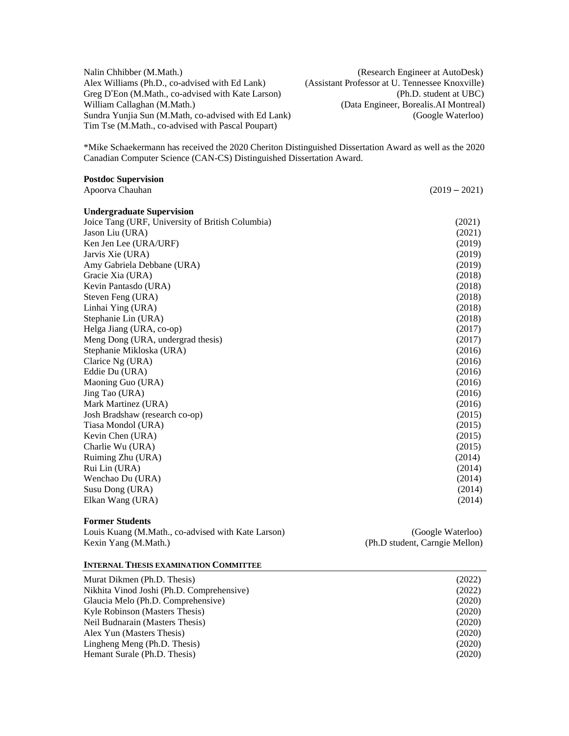Nalin Chhibber (M.Math.) (Research Engineer at AutoDesk)
Alex Williams (Ph.D., co-advised with Ed Lank) (Assistant Professor at U. Tennessee Knoxville)
Greg D'Eon (M.Math., co-advised with Kate Larson) (Ph.D. student at UBC)
William Callaghan (M.Math.) (Data Engineer, Borealis.AI Montreal)
Sundra Yunjia Sun (M.Math, co-advised with Ed Lank) (Google Waterloo)
Tim Tse (M.Math., co-advised with Pascal Poupart)

*Mike Schaekermann has received the 2020 Cheriton Distinguished Dissertation Award as well as the 2020 Canadian Computer Science (CAN-CS) Distinguished Dissertation Award.

**Postdoc Supervision**

Apoorva Chauhan (2019 – 2021)

**Undergraduate Supervision**

Joice Tang (URF, University of British Columbia) (2021)
Jason Liu (URA) (2021)
Ken Jen Lee (URA/URF) (2019)
Jarvis Xie (URA) (2019)
Amy Gabriela Debbane (URA) (2019)
Gracie Xia (URA) (2018)
Kevin Pantasdo (URA) (2018)
Steven Feng (URA) (2018)
Linhai Ying (URA) (2018)
Stephanie Lin (URA) (2018)
Helga Jiang (URA, co-op) (2017)
Meng Dong (URA, undergrad thesis) (2017)
Stephanie Mikloska (URA) (2016)
Clarice Ng (URA) (2016)
Eddie Du (URA) (2016)
Maoning Guo (URA) (2016)
Jing Tao (URA) (2016)
Mark Martinez (URA) (2016)
Josh Bradshaw (research co-op) (2015)
Tiasa Mondol (URA) (2015)
Kevin Chen (URA) (2015)
Charlie Wu (URA) (2015)
Ruiming Zhu (URA) (2014)
Rui Lin (URA) (2014)
Wenchao Du (URA) (2014)
Susu Dong (URA) (2014)
Elkan Wang (URA) (2014)

**Former Students**

Louis Kuang (M.Math., co-advised with Kate Larson) (Google Waterloo)
Kexin Yang (M.Math.) (Ph.D student, Carngie Mellon)

## INTERNAL THESIS EXAMINATION COMMITTEE

Murat Dikmen (Ph.D. Thesis) (2022)
Nikhita Vinod Joshi (Ph.D. Comprehensive) (2022)
Glaucia Melo (Ph.D. Comprehensive) (2020)
Kyle Robinson (Masters Thesis) (2020)
Neil Budnarain (Masters Thesis) (2020)
Alex Yun (Masters Thesis) (2020)
Lingheng Meng (Ph.D. Thesis) (2020)
Hemant Surale (Ph.D. Thesis) (2020)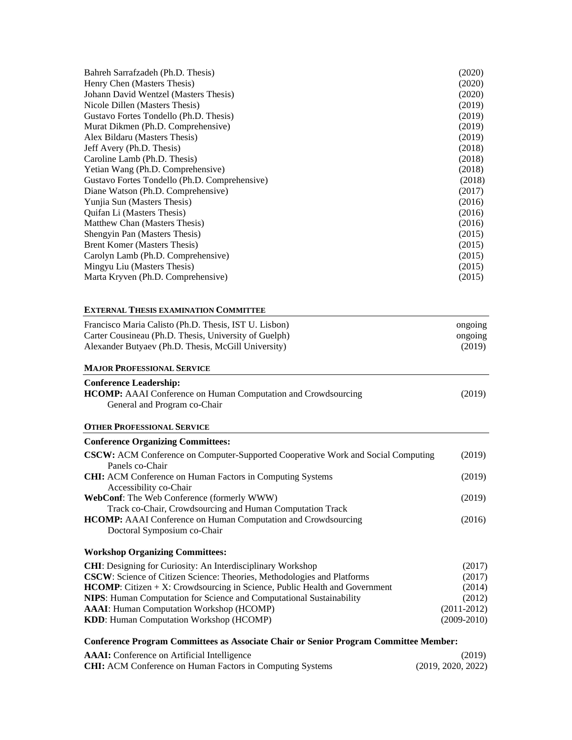Bahreh Sarrafzadeh (Ph.D. Thesis) (2020)
Henry Chen (Masters Thesis) (2020)
Johann David Wentzel (Masters Thesis) (2020)
Nicole Dillen (Masters Thesis) (2019)
Gustavo Fortes Tondello (Ph.D. Thesis) (2019)
Murat Dikmen (Ph.D. Comprehensive) (2019)
Alex Bildaru (Masters Thesis) (2019)
Jeff Avery (Ph.D. Thesis) (2018)
Caroline Lamb (Ph.D. Thesis) (2018)
Yetian Wang (Ph.D. Comprehensive) (2018)
Gustavo Fortes Tondello (Ph.D. Comprehensive) (2018)
Diane Watson (Ph.D. Comprehensive) (2017)
Yunjia Sun (Masters Thesis) (2016)
Quifan Li (Masters Thesis) (2016)
Matthew Chan (Masters Thesis) (2016)
Shengyin Pan (Masters Thesis) (2015)
Brent Komer (Masters Thesis) (2015)
Carolyn Lamb (Ph.D. Comprehensive) (2015)
Mingyu Liu (Masters Thesis) (2015)
Marta Kryven (Ph.D. Comprehensive) (2015)

## EXTERNAL THESIS EXAMINATION COMMITTEE

Francisco Maria Calisto (Ph.D. Thesis, IST U. Lisbon) ongoing
Carter Cousineau (Ph.D. Thesis, University of Guelph) ongoing
Alexander Butyaev (Ph.D. Thesis, McGill University) (2019)

## MAJOR PROFESSIONAL SERVICE

**Conference Leadership:**

**HCOMP:** AAAI Conference on Human Computation and Crowdsourcing (2019)
General and Program co-Chair

## OTHER PROFESSIONAL SERVICE

**Conference Organizing Committees:**

**CSCW:** ACM Conference on Computer-Supported Cooperative Work and Social Computing (2019)
Panels co-Chair

**CHI:** ACM Conference on Human Factors in Computing Systems (2019)
Accessibility co-Chair

**WebConf**: The Web Conference (formerly WWW) (2019)
Track co-Chair, Crowdsourcing and Human Computation Track

**HCOMP:** AAAI Conference on Human Computation and Crowdsourcing (2016)
Doctoral Symposium co-Chair

**Workshop Organizing Committees:**

**CHI**: Designing for Curiosity: An Interdisciplinary Workshop (2017)
**CSCW**: Science of Citizen Science: Theories, Methodologies and Platforms (2017)
**HCOMP**: Citizen + X: Crowdsourcing in Science, Public Health and Government (2014)
**NIPS**: Human Computation for Science and Computational Sustainability (2012)
**AAAI**: Human Computation Workshop (HCOMP) (2011-2012)
**KDD**: Human Computation Workshop (HCOMP) (2009-2010)

**Conference Program Committees as Associate Chair or Senior Program Committee Member:**

**AAAI:** Conference on Artificial Intelligence (2019)
**CHI:** ACM Conference on Human Factors in Computing Systems (2019, 2020, 2022)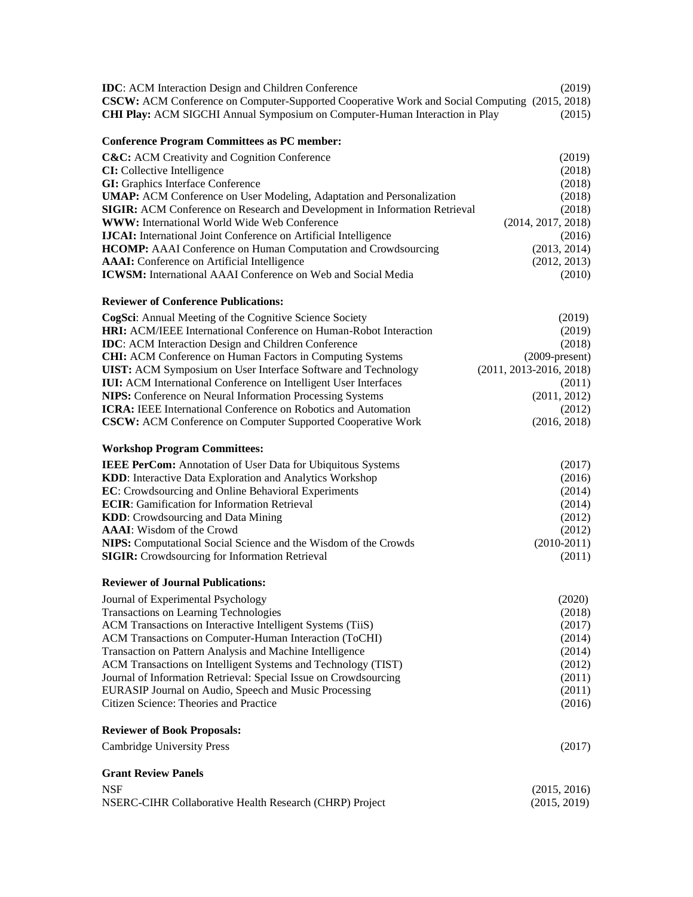**IDC**: ACM Interaction Design and Children Conference (2019)
**CSCW:** ACM Conference on Computer-Supported Cooperative Work and Social Computing (2015, 2018)
**CHI Play:** ACM SIGCHI Annual Symposium on Computer-Human Interaction in Play (2015)

**Conference Program Committees as PC member:**

**C&C:** ACM Creativity and Cognition Conference (2019)
**CI:** Collective Intelligence (2018)
**GI:** Graphics Interface Conference (2018)
**UMAP:** ACM Conference on User Modeling, Adaptation and Personalization (2018)
**SIGIR:** ACM Conference on Research and Development in Information Retrieval (2018)
**WWW:** International World Wide Web Conference (2014, 2017, 2018)
**IJCAI:** International Joint Conference on Artificial Intelligence (2016)
**HCOMP:** AAAI Conference on Human Computation and Crowdsourcing (2013, 2014)
**AAAI:** Conference on Artificial Intelligence (2012, 2013)
**ICWSM:** International AAAI Conference on Web and Social Media (2010)

**Reviewer of Conference Publications:**

**CogSci**: Annual Meeting of the Cognitive Science Society (2019)
**HRI:** ACM/IEEE International Conference on Human-Robot Interaction (2019)
**IDC**: ACM Interaction Design and Children Conference (2018)
**CHI:** ACM Conference on Human Factors in Computing Systems (2009-present)
**UIST:** ACM Symposium on User Interface Software and Technology (2011, 2013-2016, 2018)
**IUI:** ACM International Conference on Intelligent User Interfaces (2011)
**NIPS:** Conference on Neural Information Processing Systems (2011, 2012)
**ICRA:** IEEE International Conference on Robotics and Automation (2012)
**CSCW:** ACM Conference on Computer Supported Cooperative Work (2016, 2018)

**Workshop Program Committees:**

**IEEE PerCom:** Annotation of User Data for Ubiquitous Systems (2017)
**KDD**: Interactive Data Exploration and Analytics Workshop (2016)
**EC**: Crowdsourcing and Online Behavioral Experiments (2014)
**ECIR**: Gamification for Information Retrieval (2014)
**KDD**: Crowdsourcing and Data Mining (2012)
**AAAI**: Wisdom of the Crowd (2012)
**NIPS:** Computational Social Science and the Wisdom of the Crowds (2010-2011)
**SIGIR:** Crowdsourcing for Information Retrieval (2011)

**Reviewer of Journal Publications:**

Journal of Experimental Psychology (2020)
Transactions on Learning Technologies (2018)
ACM Transactions on Interactive Intelligent Systems (TiiS) (2017)
ACM Transactions on Computer-Human Interaction (ToCHI) (2014)
Transaction on Pattern Analysis and Machine Intelligence (2014)
ACM Transactions on Intelligent Systems and Technology (TIST) (2012)
Journal of Information Retrieval: Special Issue on Crowdsourcing (2011)
EURASIP Journal on Audio, Speech and Music Processing (2011)
Citizen Science: Theories and Practice (2016)

**Reviewer of Book Proposals:**

Cambridge University Press (2017)

**Grant Review Panels**

NSF (2015, 2016)
NSERC-CIHR Collaborative Health Research (CHRP) Project (2015, 2019)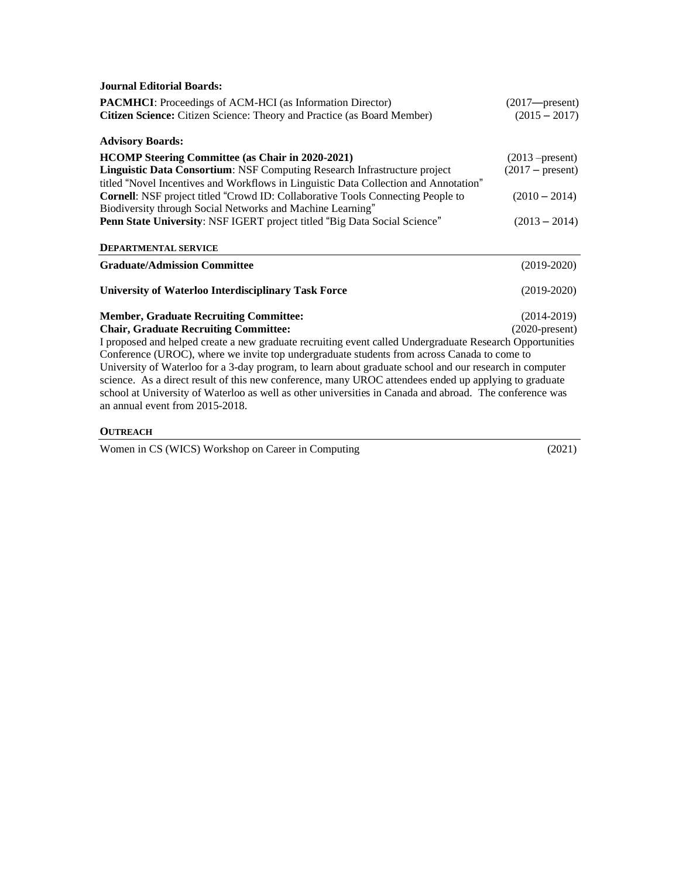**Journal Editorial Boards:**

**PACMHCI**: Proceedings of ACM-HCI (as Information Director) (2017—present)
**Citizen Science:** Citizen Science: Theory and Practice (as Board Member) (2015 – 2017)

**Advisory Boards:**

**HCOMP Steering Committee (as Chair in 2020-2021)** (2013 –present)
**Linguistic Data Consortium**: NSF Computing Research Infrastructure project titled "Novel Incentives and Workflows in Linguistic Data Collection and Annotation" (2017 – present)
**Cornell**: NSF project titled "Crowd ID: Collaborative Tools Connecting People to Biodiversity through Social Networks and Machine Learning" (2010 – 2014)
**Penn State University**: NSF IGERT project titled "Big Data Social Science" (2013 – 2014)

## DEPARTMENTAL SERVICE

**Graduate/Admission Committee** (2019-2020)

**University of Waterloo Interdisciplinary Task Force** (2019-2020)

**Member, Graduate Recruiting Committee:** (2014-2019)
**Chair, Graduate Recruiting Committee:** (2020-present)
I proposed and helped create a new graduate recruiting event called Undergraduate Research Opportunities Conference (UROC), where we invite top undergraduate students from across Canada to come to University of Waterloo for a 3-day program, to learn about graduate school and our research in computer science. As a direct result of this new conference, many UROC attendees ended up applying to graduate school at University of Waterloo as well as other universities in Canada and abroad. The conference was an annual event from 2015-2018.

## OUTREACH

Women in CS (WICS) Workshop on Career in Computing (2021)